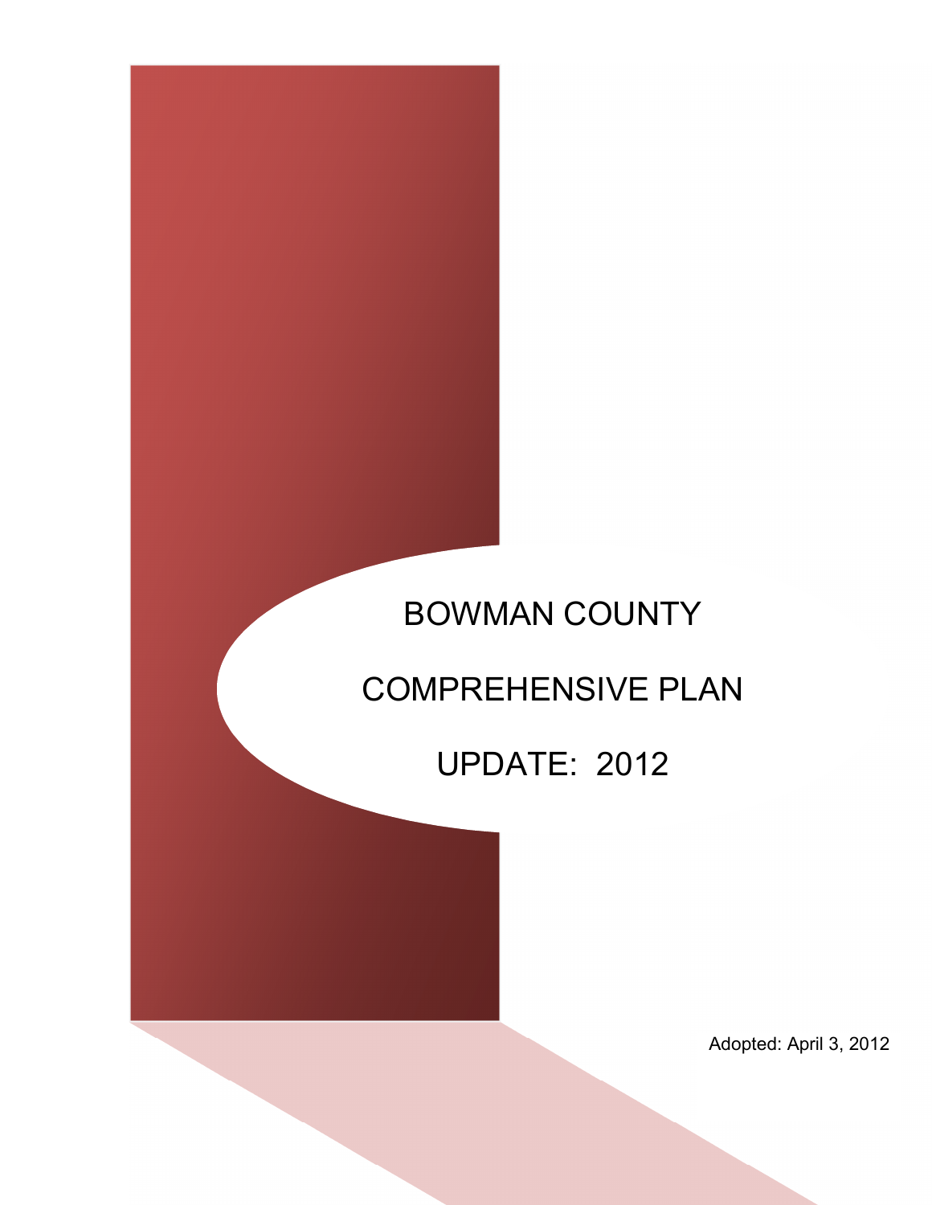# BOWMAN COUNTY

# COMPREHENSIVE PLAN

# UPDATE: 2012

Adopted: April 3, 2012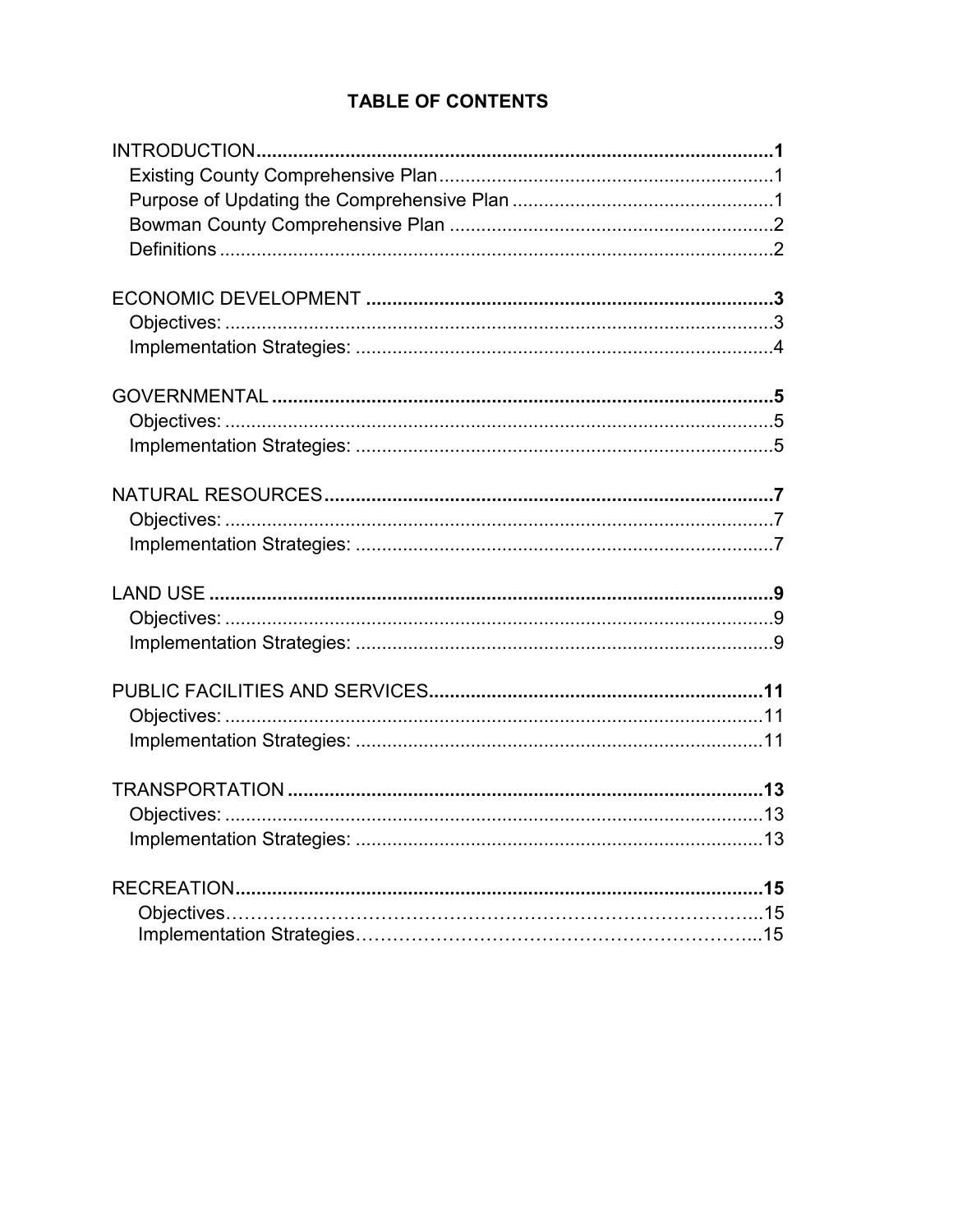# TABLE OF CONTENTS

**INTRODUCTION** ........................................................................................... **1**
- Existing County Comprehensive Plan ........................................................ 1
- Purpose of Updating the Comprehensive Plan ........................................... 1
- Bowman County Comprehensive Plan ....................................................... 2
- Definitions ................................................................................................ 2

**ECONOMIC DEVELOPMENT** ..................................................................... **3**
- Objectives: ................................................................................................ 3
- Implementation Strategies: ........................................................................ 4

**GOVERNMENTAL** ........................................................................................ **5**
- Objectives: ................................................................................................ 5
- Implementation Strategies: ........................................................................ 5

**NATURAL RESOURCES** .............................................................................. **7**
- Objectives: ................................................................................................ 7
- Implementation Strategies: ........................................................................ 7

**LAND USE** ................................................................................................... **9**
- Objectives: ................................................................................................ 9
- Implementation Strategies: ........................................................................ 9

**PUBLIC FACILITIES AND SERVICES** ......................................................... **11**
- Objectives: ................................................................................................ 11
- Implementation Strategies: ........................................................................ 11

**TRANSPORTATION** .................................................................................... **13**
- Objectives: ................................................................................................ 13
- Implementation Strategies: ........................................................................ 13

**RECREATION** .............................................................................................. **15**
- Objectives .................................................................................................. 15
- Implementation Strategies .......................................................................... 15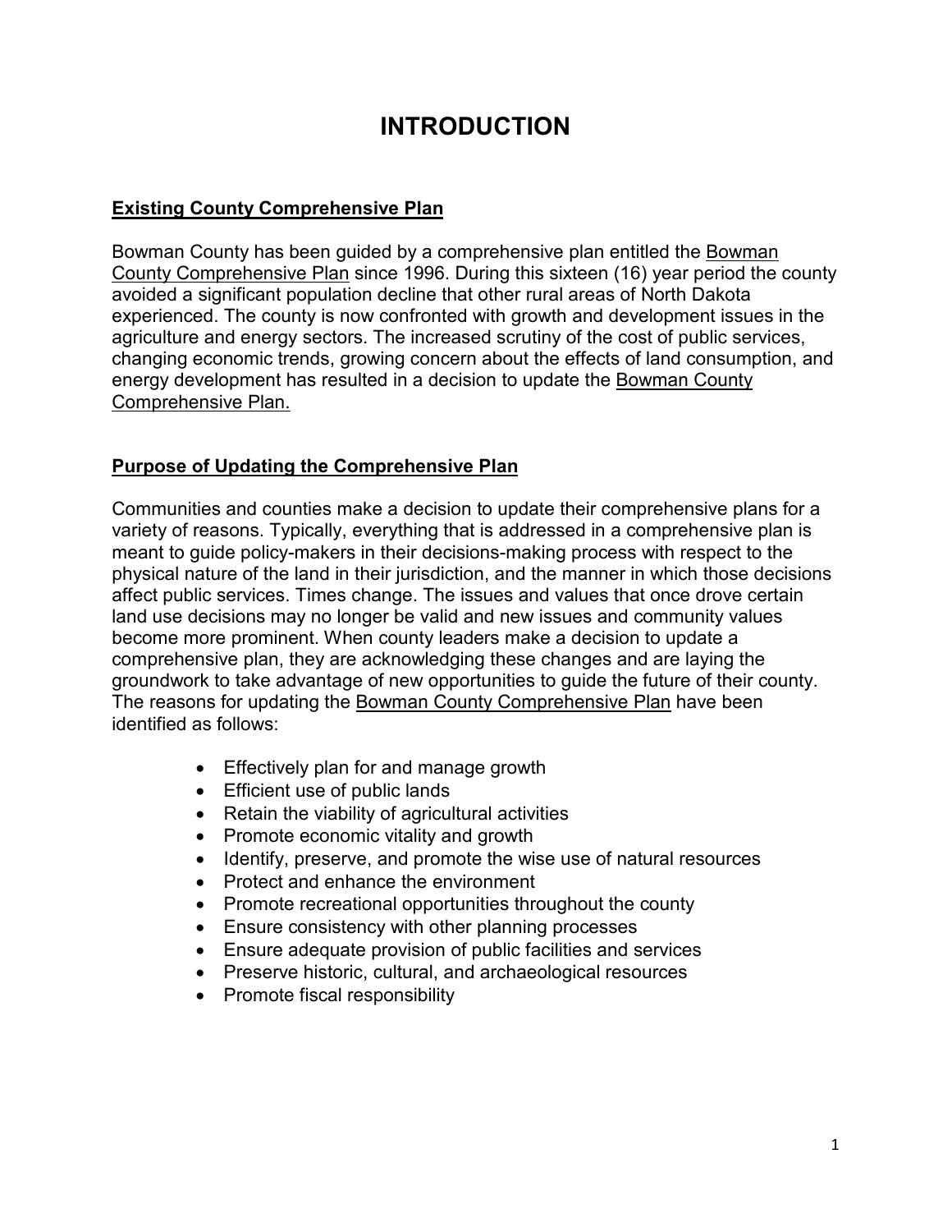# INTRODUCTION

## Existing County Comprehensive Plan

Bowman County has been guided by a comprehensive plan entitled the Bowman County Comprehensive Plan since 1996. During this sixteen (16) year period the county avoided a significant population decline that other rural areas of North Dakota experienced. The county is now confronted with growth and development issues in the agriculture and energy sectors. The increased scrutiny of the cost of public services, changing economic trends, growing concern about the effects of land consumption, and energy development has resulted in a decision to update the Bowman County Comprehensive Plan.

## Purpose of Updating the Comprehensive Plan

Communities and counties make a decision to update their comprehensive plans for a variety of reasons. Typically, everything that is addressed in a comprehensive plan is meant to guide policy-makers in their decisions-making process with respect to the physical nature of the land in their jurisdiction, and the manner in which those decisions affect public services. Times change. The issues and values that once drove certain land use decisions may no longer be valid and new issues and community values become more prominent. When county leaders make a decision to update a comprehensive plan, they are acknowledging these changes and are laying the groundwork to take advantage of new opportunities to guide the future of their county. The reasons for updating the Bowman County Comprehensive Plan have been identified as follows:

- Effectively plan for and manage growth
- Efficient use of public lands
- Retain the viability of agricultural activities
- Promote economic vitality and growth
- Identify, preserve, and promote the wise use of natural resources
- Protect and enhance the environment
- Promote recreational opportunities throughout the county
- Ensure consistency with other planning processes
- Ensure adequate provision of public facilities and services
- Preserve historic, cultural, and archaeological resources
- Promote fiscal responsibility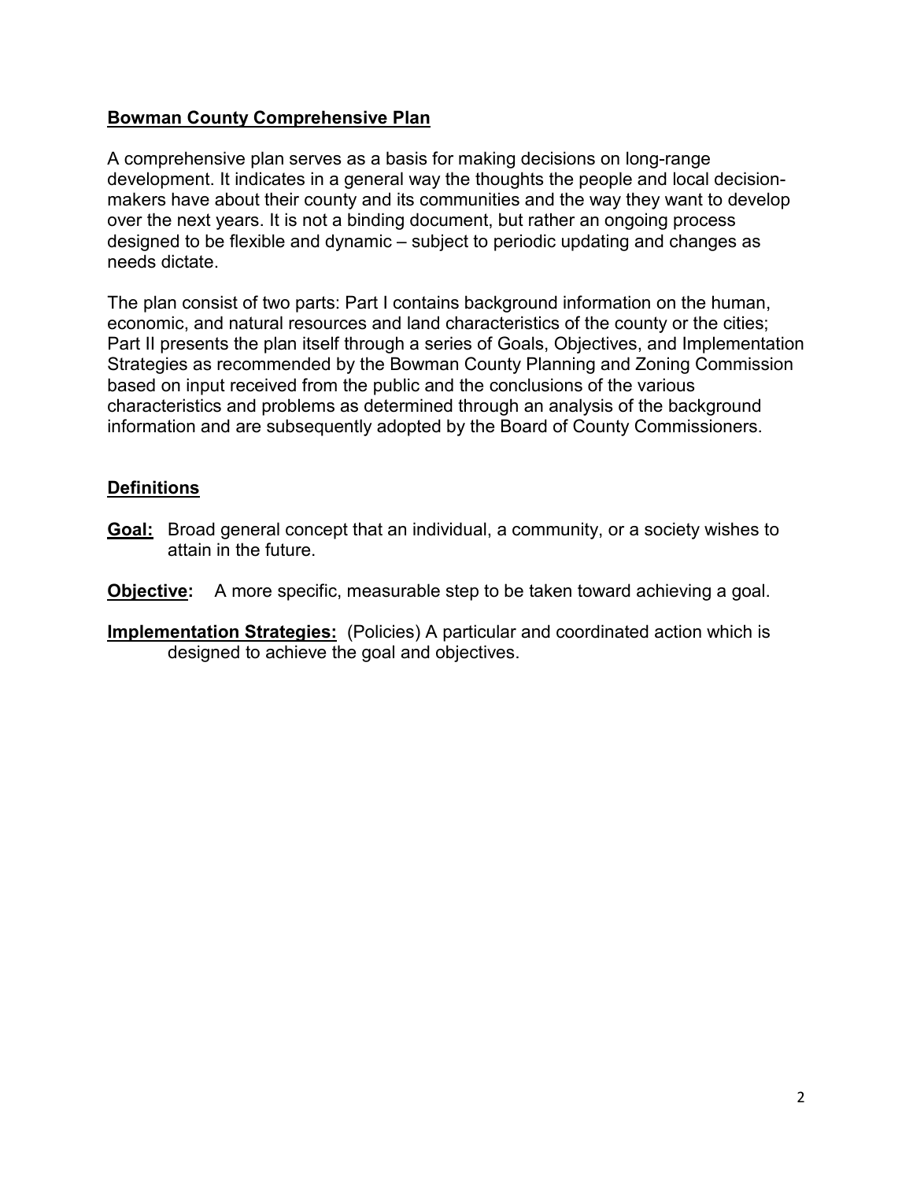## **Bowman County Comprehensive Plan**

A comprehensive plan serves as a basis for making decisions on long-range development. It indicates in a general way the thoughts the people and local decision-makers have about their county and its communities and the way they want to develop over the next years. It is not a binding document, but rather an ongoing process designed to be flexible and dynamic – subject to periodic updating and changes as needs dictate.

The plan consist of two parts: Part I contains background information on the human, economic, and natural resources and land characteristics of the county or the cities; Part II presents the plan itself through a series of Goals, Objectives, and Implementation Strategies as recommended by the Bowman County Planning and Zoning Commission based on input received from the public and the conclusions of the various characteristics and problems as determined through an analysis of the background information and are subsequently adopted by the Board of County Commissioners.

## **Definitions**

**Goal:** Broad general concept that an individual, a community, or a society wishes to attain in the future.

**Objective:** A more specific, measurable step to be taken toward achieving a goal.

**Implementation Strategies:** (Policies) A particular and coordinated action which is designed to achieve the goal and objectives.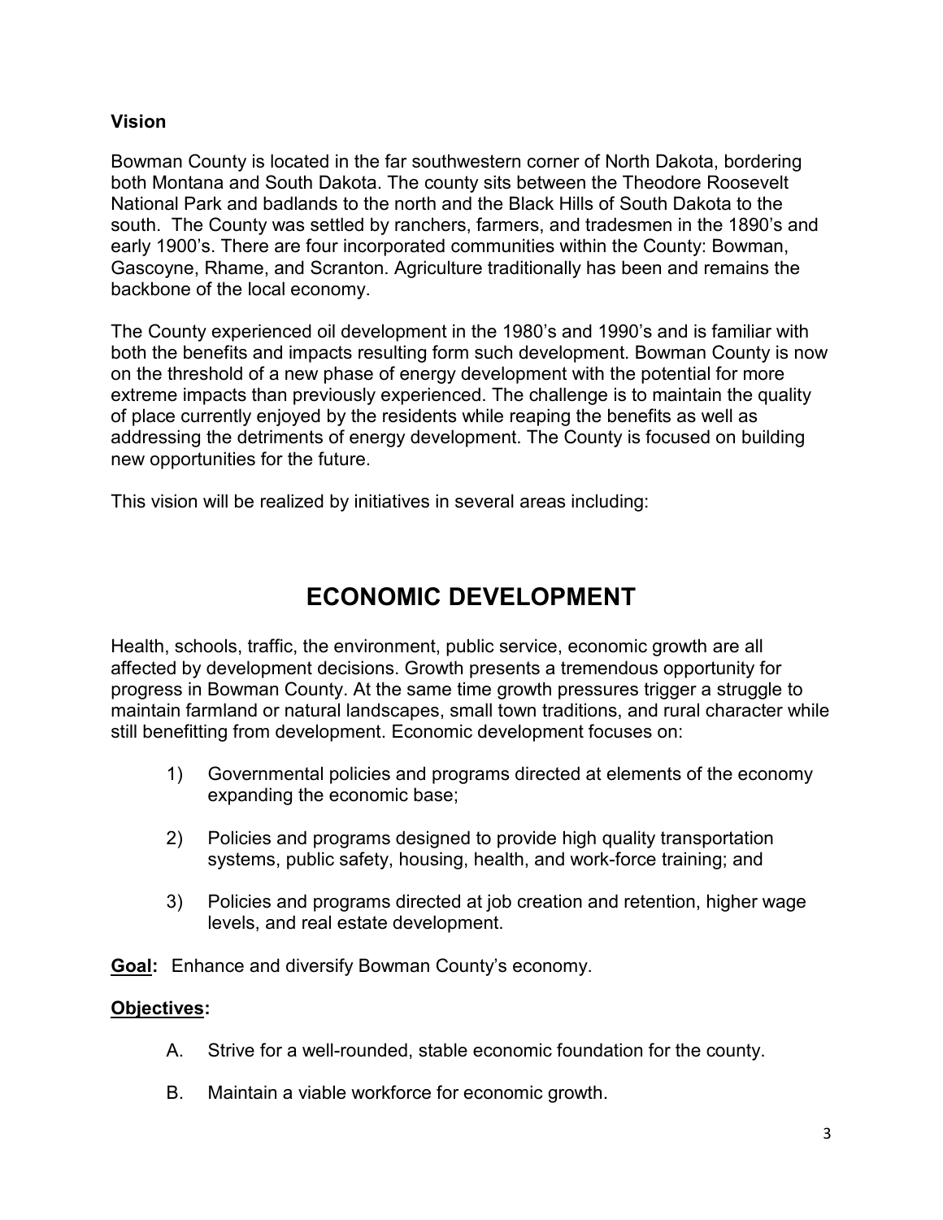**Vision**

Bowman County is located in the far southwestern corner of North Dakota, bordering both Montana and South Dakota. The county sits between the Theodore Roosevelt National Park and badlands to the north and the Black Hills of South Dakota to the south. The County was settled by ranchers, farmers, and tradesmen in the 1890's and early 1900's. There are four incorporated communities within the County: Bowman, Gascoyne, Rhame, and Scranton. Agriculture traditionally has been and remains the backbone of the local economy.

The County experienced oil development in the 1980's and 1990's and is familiar with both the benefits and impacts resulting form such development. Bowman County is now on the threshold of a new phase of energy development with the potential for more extreme impacts than previously experienced. The challenge is to maintain the quality of place currently enjoyed by the residents while reaping the benefits as well as addressing the detriments of energy development. The County is focused on building new opportunities for the future.

This vision will be realized by initiatives in several areas including:

# ECONOMIC DEVELOPMENT

Health, schools, traffic, the environment, public service, economic growth are all affected by development decisions. Growth presents a tremendous opportunity for progress in Bowman County. At the same time growth pressures trigger a struggle to maintain farmland or natural landscapes, small town traditions, and rural character while still benefitting from development. Economic development focuses on:

1) Governmental policies and programs directed at elements of the economy expanding the economic base;

2) Policies and programs designed to provide high quality transportation systems, public safety, housing, health, and work-force training; and

3) Policies and programs directed at job creation and retention, higher wage levels, and real estate development.

**Goal:** Enhance and diversify Bowman County's economy.

**Objectives:**

A. Strive for a well-rounded, stable economic foundation for the county.

B. Maintain a viable workforce for economic growth.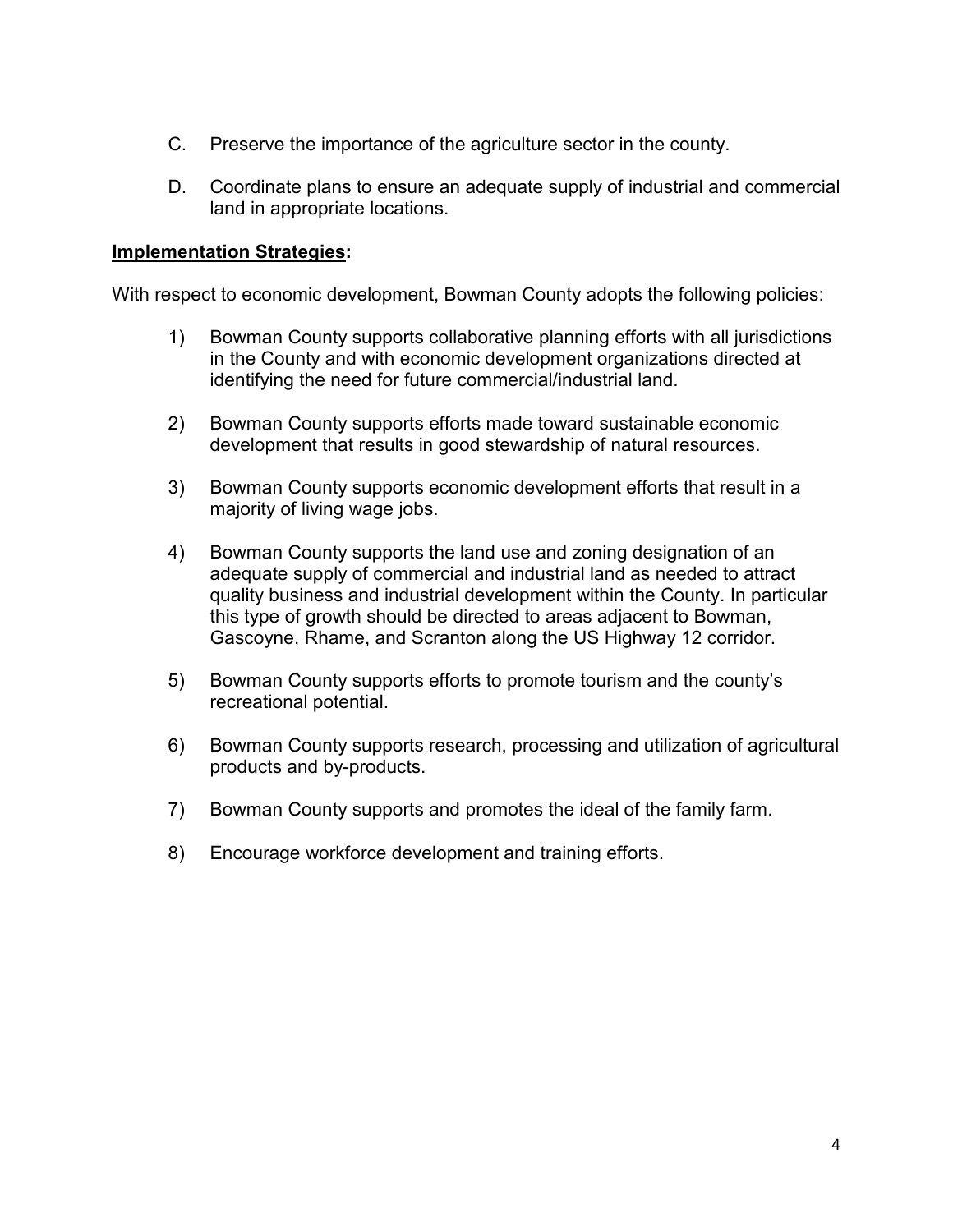C. Preserve the importance of the agriculture sector in the county.

D. Coordinate plans to ensure an adequate supply of industrial and commercial land in appropriate locations.

**<u>Implementation Strategies</u>:**

With respect to economic development, Bowman County adopts the following policies:

1) Bowman County supports collaborative planning efforts with all jurisdictions in the County and with economic development organizations directed at identifying the need for future commercial/industrial land.

2) Bowman County supports efforts made toward sustainable economic development that results in good stewardship of natural resources.

3) Bowman County supports economic development efforts that result in a majority of living wage jobs.

4) Bowman County supports the land use and zoning designation of an adequate supply of commercial and industrial land as needed to attract quality business and industrial development within the County. In particular this type of growth should be directed to areas adjacent to Bowman, Gascoyne, Rhame, and Scranton along the US Highway 12 corridor.

5) Bowman County supports efforts to promote tourism and the county's recreational potential.

6) Bowman County supports research, processing and utilization of agricultural products and by-products.

7) Bowman County supports and promotes the ideal of the family farm.

8) Encourage workforce development and training efforts.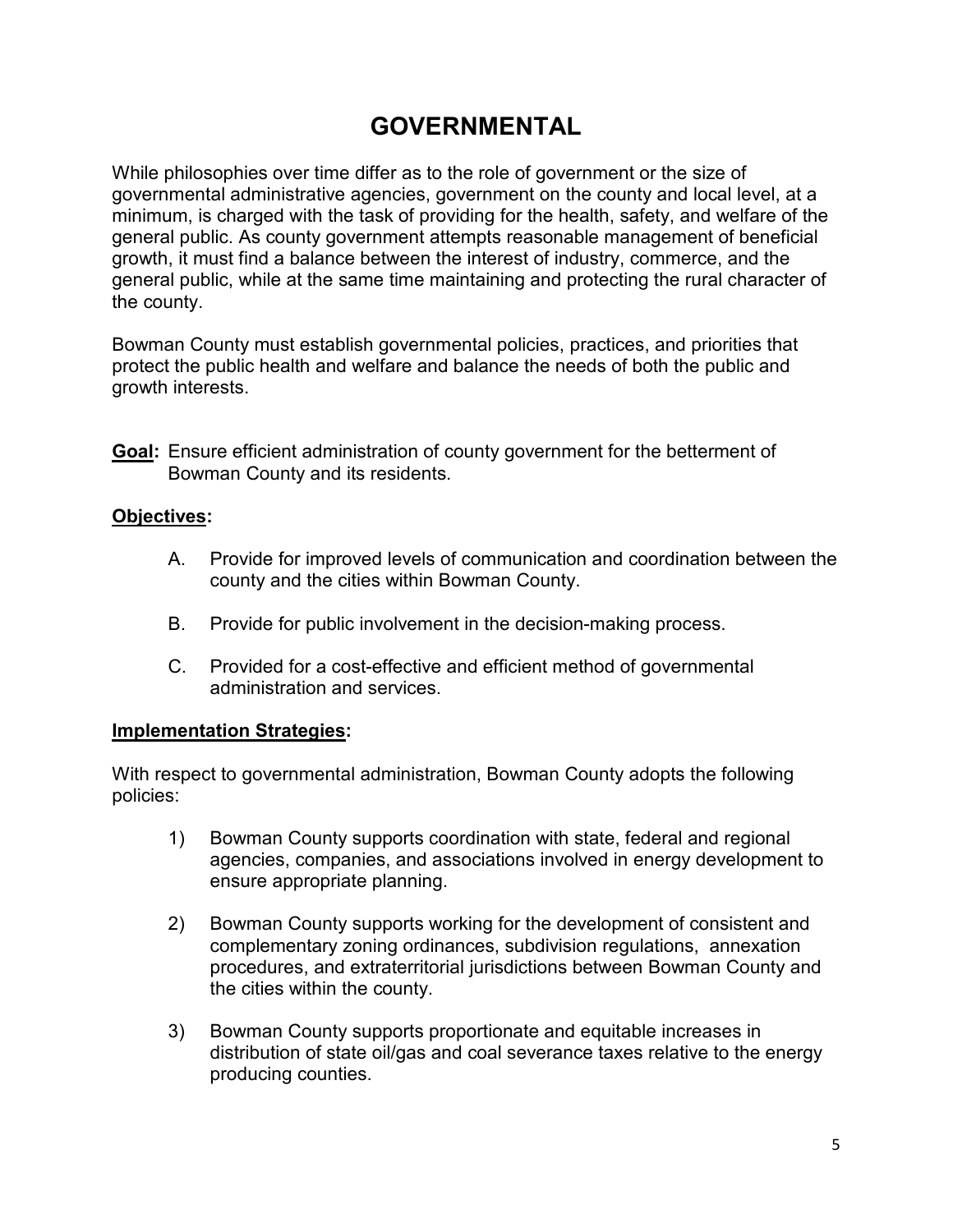# GOVERNMENTAL

While philosophies over time differ as to the role of government or the size of governmental administrative agencies, government on the county and local level, at a minimum, is charged with the task of providing for the health, safety, and welfare of the general public. As county government attempts reasonable management of beneficial growth, it must find a balance between the interest of industry, commerce, and the general public, while at the same time maintaining and protecting the rural character of the county.

Bowman County must establish governmental policies, practices, and priorities that protect the public health and welfare and balance the needs of both the public and growth interests.

**Goal:** Ensure efficient administration of county government for the betterment of Bowman County and its residents.

**Objectives:**

A. Provide for improved levels of communication and coordination between the county and the cities within Bowman County.

B. Provide for public involvement in the decision-making process.

C. Provided for a cost-effective and efficient method of governmental administration and services.

**Implementation Strategies:**

With respect to governmental administration, Bowman County adopts the following policies:

1) Bowman County supports coordination with state, federal and regional agencies, companies, and associations involved in energy development to ensure appropriate planning.

2) Bowman County supports working for the development of consistent and complementary zoning ordinances, subdivision regulations, annexation procedures, and extraterritorial jurisdictions between Bowman County and the cities within the county.

3) Bowman County supports proportionate and equitable increases in distribution of state oil/gas and coal severance taxes relative to the energy producing counties.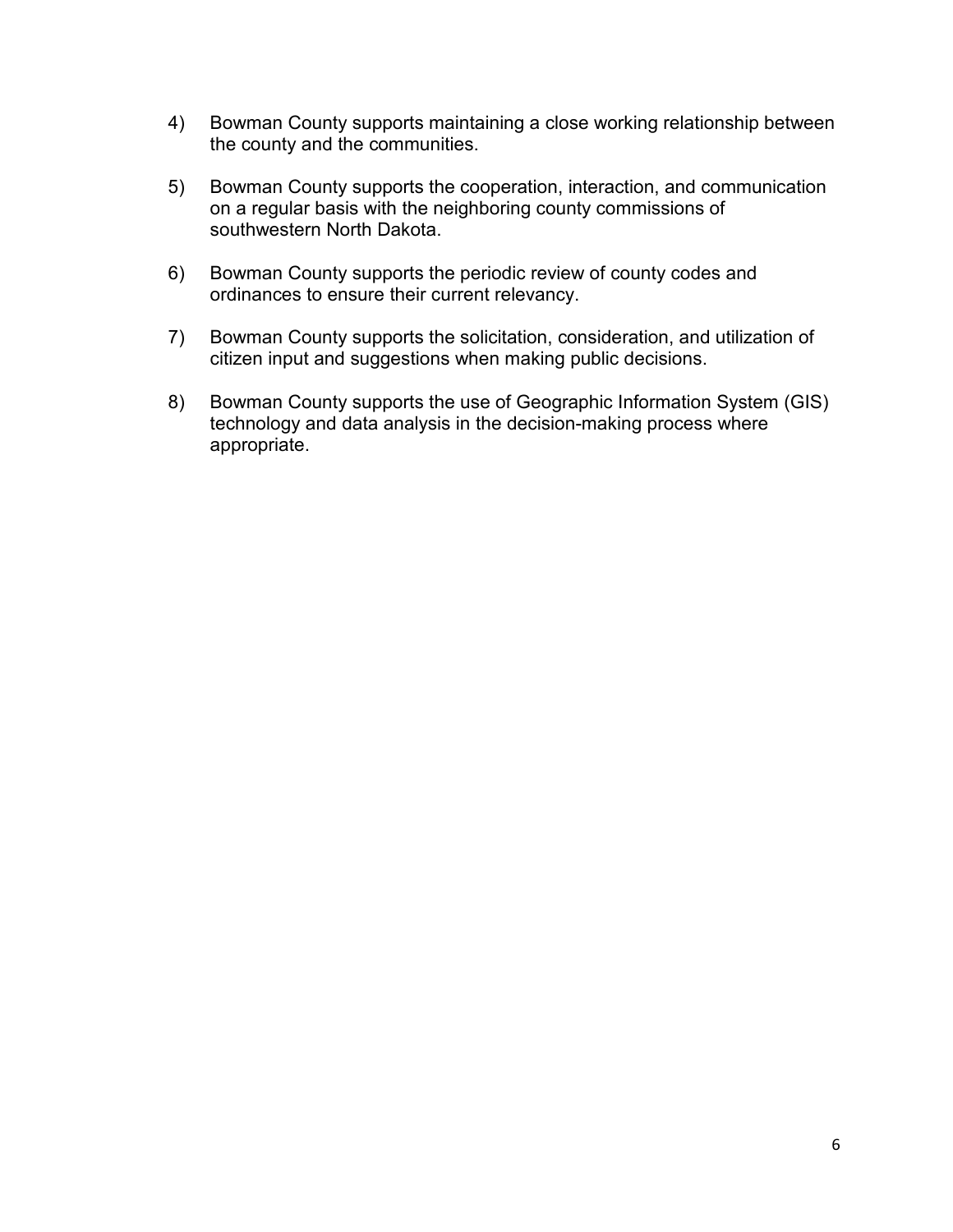4) Bowman County supports maintaining a close working relationship between the county and the communities.

5) Bowman County supports the cooperation, interaction, and communication on a regular basis with the neighboring county commissions of southwestern North Dakota.

6) Bowman County supports the periodic review of county codes and ordinances to ensure their current relevancy.

7) Bowman County supports the solicitation, consideration, and utilization of citizen input and suggestions when making public decisions.

8) Bowman County supports the use of Geographic Information System (GIS) technology and data analysis in the decision-making process where appropriate.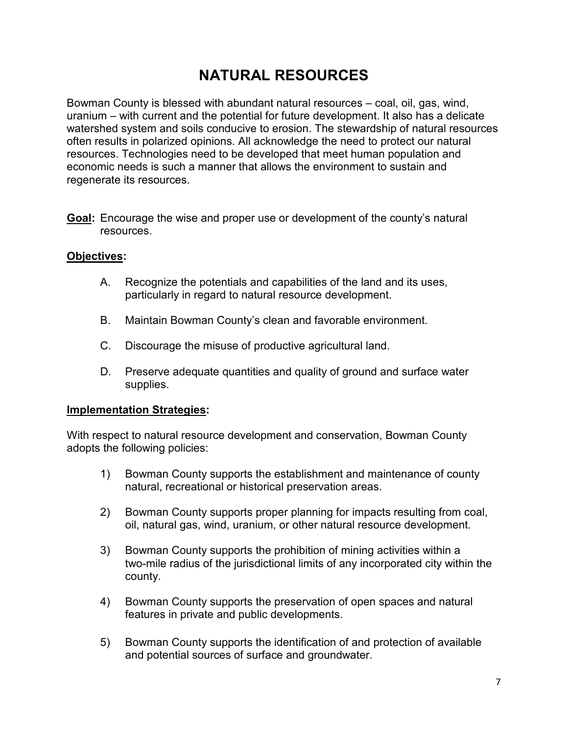# NATURAL RESOURCES

Bowman County is blessed with abundant natural resources – coal, oil, gas, wind, uranium – with current and the potential for future development. It also has a delicate watershed system and soils conducive to erosion. The stewardship of natural resources often results in polarized opinions. All acknowledge the need to protect our natural resources. Technologies need to be developed that meet human population and economic needs is such a manner that allows the environment to sustain and regenerate its resources.

**Goal:** Encourage the wise and proper use or development of the county's natural resources.

**Objectives:**

A. Recognize the potentials and capabilities of the land and its uses, particularly in regard to natural resource development.

B. Maintain Bowman County's clean and favorable environment.

C. Discourage the misuse of productive agricultural land.

D. Preserve adequate quantities and quality of ground and surface water supplies.

**Implementation Strategies:**

With respect to natural resource development and conservation, Bowman County adopts the following policies:

1) Bowman County supports the establishment and maintenance of county natural, recreational or historical preservation areas.

2) Bowman County supports proper planning for impacts resulting from coal, oil, natural gas, wind, uranium, or other natural resource development.

3) Bowman County supports the prohibition of mining activities within a two-mile radius of the jurisdictional limits of any incorporated city within the county.

4) Bowman County supports the preservation of open spaces and natural features in private and public developments.

5) Bowman County supports the identification of and protection of available and potential sources of surface and groundwater.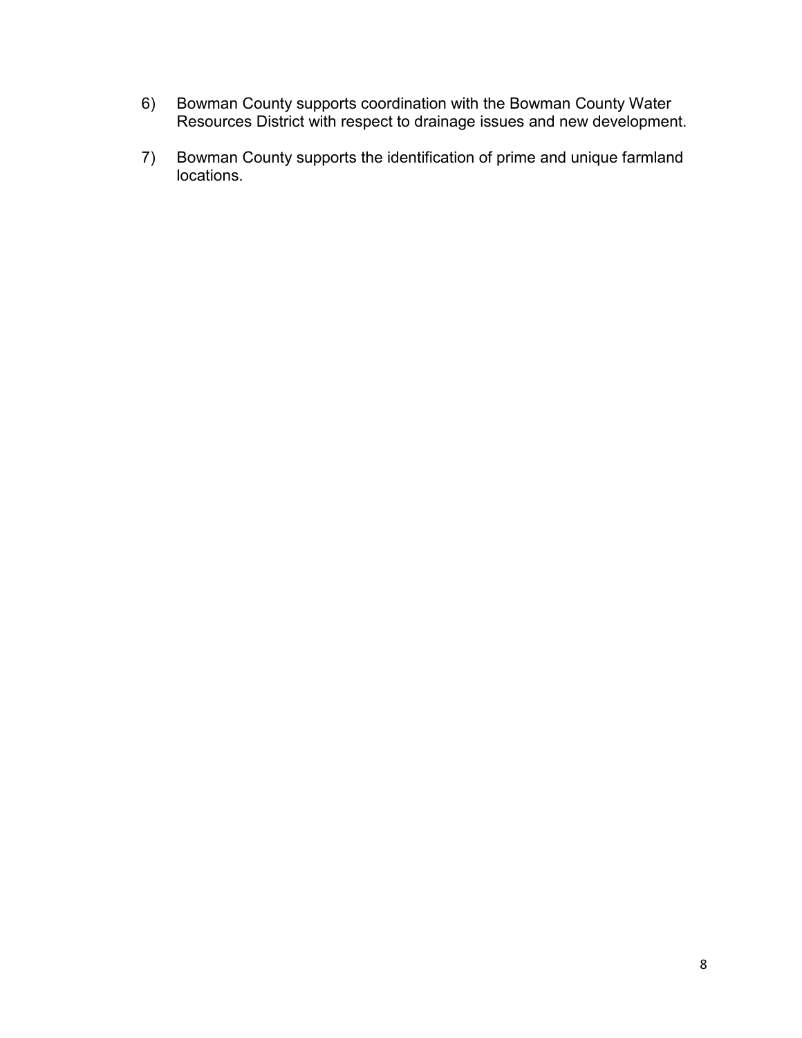6) Bowman County supports coordination with the Bowman County Water Resources District with respect to drainage issues and new development.

7) Bowman County supports the identification of prime and unique farmland locations.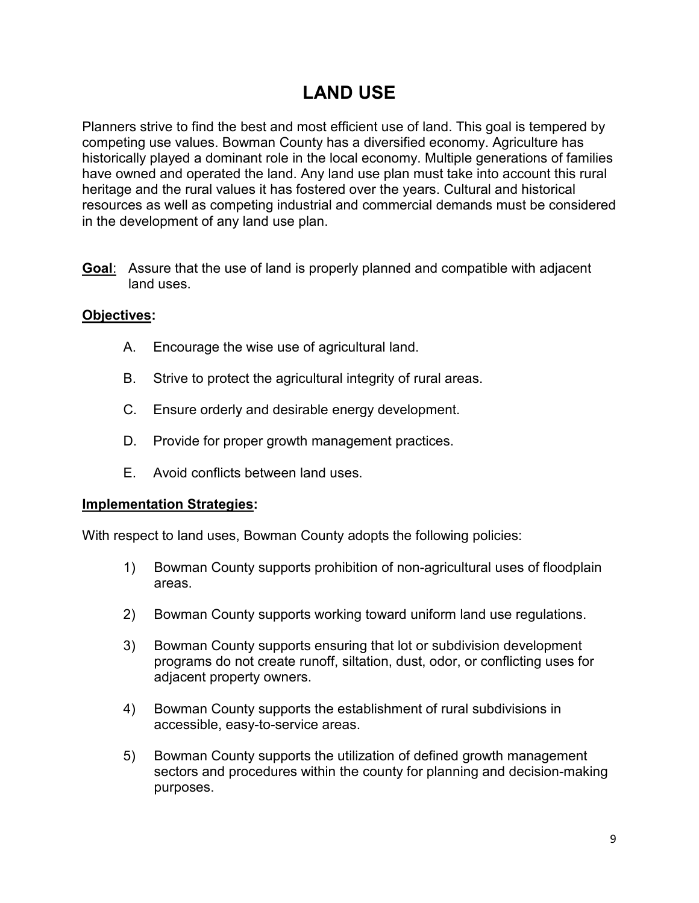# LAND USE

Planners strive to find the best and most efficient use of land. This goal is tempered by competing use values. Bowman County has a diversified economy. Agriculture has historically played a dominant role in the local economy. Multiple generations of families have owned and operated the land. Any land use plan must take into account this rural heritage and the rural values it has fostered over the years. Cultural and historical resources as well as competing industrial and commercial demands must be considered in the development of any land use plan.

**Goal**: Assure that the use of land is properly planned and compatible with adjacent land uses.

**Objectives:**

A. Encourage the wise use of agricultural land.

B. Strive to protect the agricultural integrity of rural areas.

C. Ensure orderly and desirable energy development.

D. Provide for proper growth management practices.

E. Avoid conflicts between land uses.

**Implementation Strategies:**

With respect to land uses, Bowman County adopts the following policies:

1) Bowman County supports prohibition of non-agricultural uses of floodplain areas.

2) Bowman County supports working toward uniform land use regulations.

3) Bowman County supports ensuring that lot or subdivision development programs do not create runoff, siltation, dust, odor, or conflicting uses for adjacent property owners.

4) Bowman County supports the establishment of rural subdivisions in accessible, easy-to-service areas.

5) Bowman County supports the utilization of defined growth management sectors and procedures within the county for planning and decision-making purposes.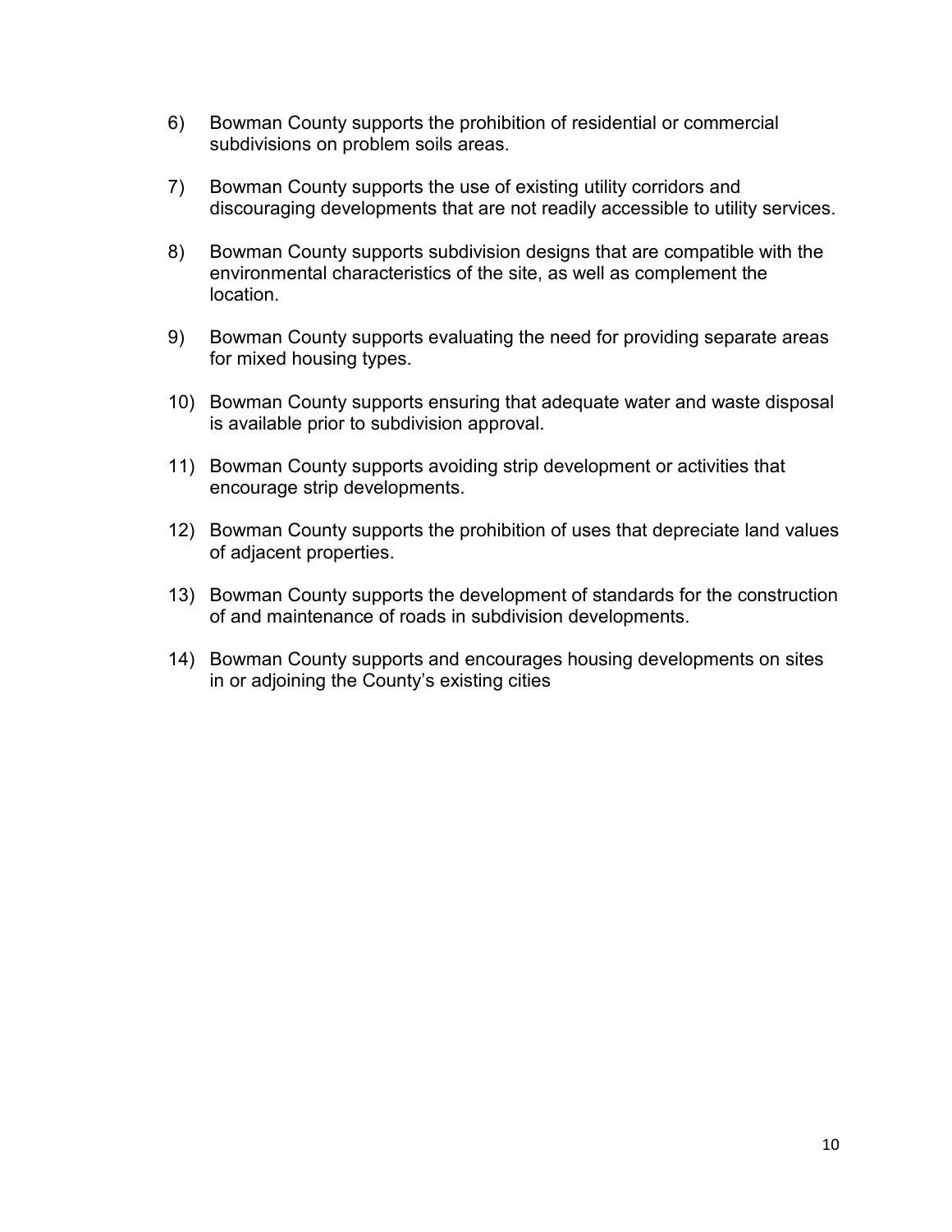6) Bowman County supports the prohibition of residential or commercial subdivisions on problem soils areas.

7) Bowman County supports the use of existing utility corridors and discouraging developments that are not readily accessible to utility services.

8) Bowman County supports subdivision designs that are compatible with the environmental characteristics of the site, as well as complement the location.

9) Bowman County supports evaluating the need for providing separate areas for mixed housing types.

10) Bowman County supports ensuring that adequate water and waste disposal is available prior to subdivision approval.

11) Bowman County supports avoiding strip development or activities that encourage strip developments.

12) Bowman County supports the prohibition of uses that depreciate land values of adjacent properties.

13) Bowman County supports the development of standards for the construction of and maintenance of roads in subdivision developments.

14) Bowman County supports and encourages housing developments on sites in or adjoining the County's existing cities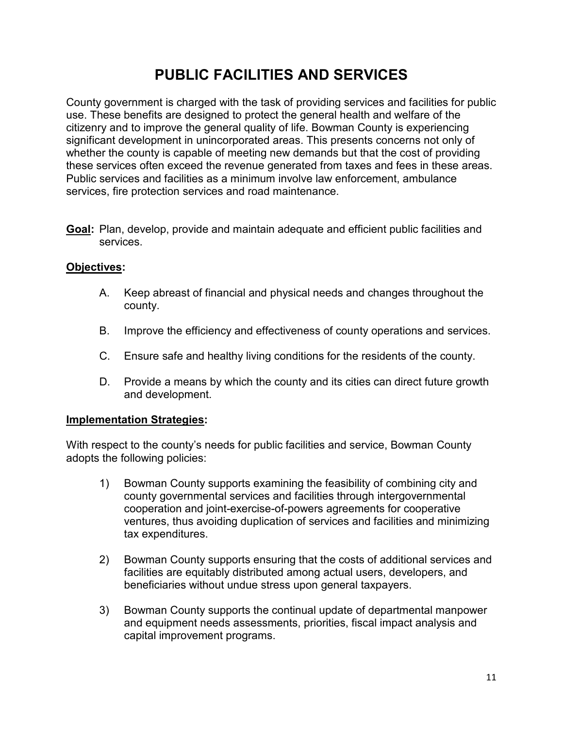# PUBLIC FACILITIES AND SERVICES

County government is charged with the task of providing services and facilities for public use. These benefits are designed to protect the general health and welfare of the citizenry and to improve the general quality of life. Bowman County is experiencing significant development in unincorporated areas. This presents concerns not only of whether the county is capable of meeting new demands but that the cost of providing these services often exceed the revenue generated from taxes and fees in these areas. Public services and facilities as a minimum involve law enforcement, ambulance services, fire protection services and road maintenance.

**<u>Goal</u>:** Plan, develop, provide and maintain adequate and efficient public facilities and services.

**<u>Objectives</u>:**

A. Keep abreast of financial and physical needs and changes throughout the county.

B. Improve the efficiency and effectiveness of county operations and services.

C. Ensure safe and healthy living conditions for the residents of the county.

D. Provide a means by which the county and its cities can direct future growth and development.

**<u>Implementation Strategies</u>:**

With respect to the county's needs for public facilities and service, Bowman County adopts the following policies:

1) Bowman County supports examining the feasibility of combining city and county governmental services and facilities through intergovernmental cooperation and joint-exercise-of-powers agreements for cooperative ventures, thus avoiding duplication of services and facilities and minimizing tax expenditures.

2) Bowman County supports ensuring that the costs of additional services and facilities are equitably distributed among actual users, developers, and beneficiaries without undue stress upon general taxpayers.

3) Bowman County supports the continual update of departmental manpower and equipment needs assessments, priorities, fiscal impact analysis and capital improvement programs.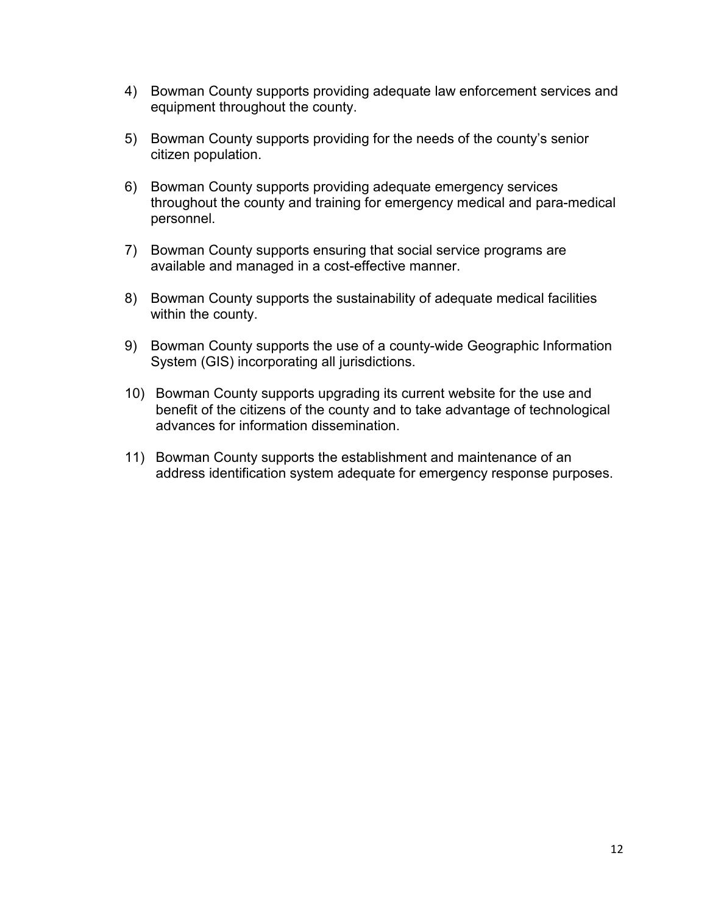4) Bowman County supports providing adequate law enforcement services and equipment throughout the county.

5) Bowman County supports providing for the needs of the county's senior citizen population.

6) Bowman County supports providing adequate emergency services throughout the county and training for emergency medical and para-medical personnel.

7) Bowman County supports ensuring that social service programs are available and managed in a cost-effective manner.

8) Bowman County supports the sustainability of adequate medical facilities within the county.

9) Bowman County supports the use of a county-wide Geographic Information System (GIS) incorporating all jurisdictions.

10) Bowman County supports upgrading its current website for the use and benefit of the citizens of the county and to take advantage of technological advances for information dissemination.

11) Bowman County supports the establishment and maintenance of an address identification system adequate for emergency response purposes.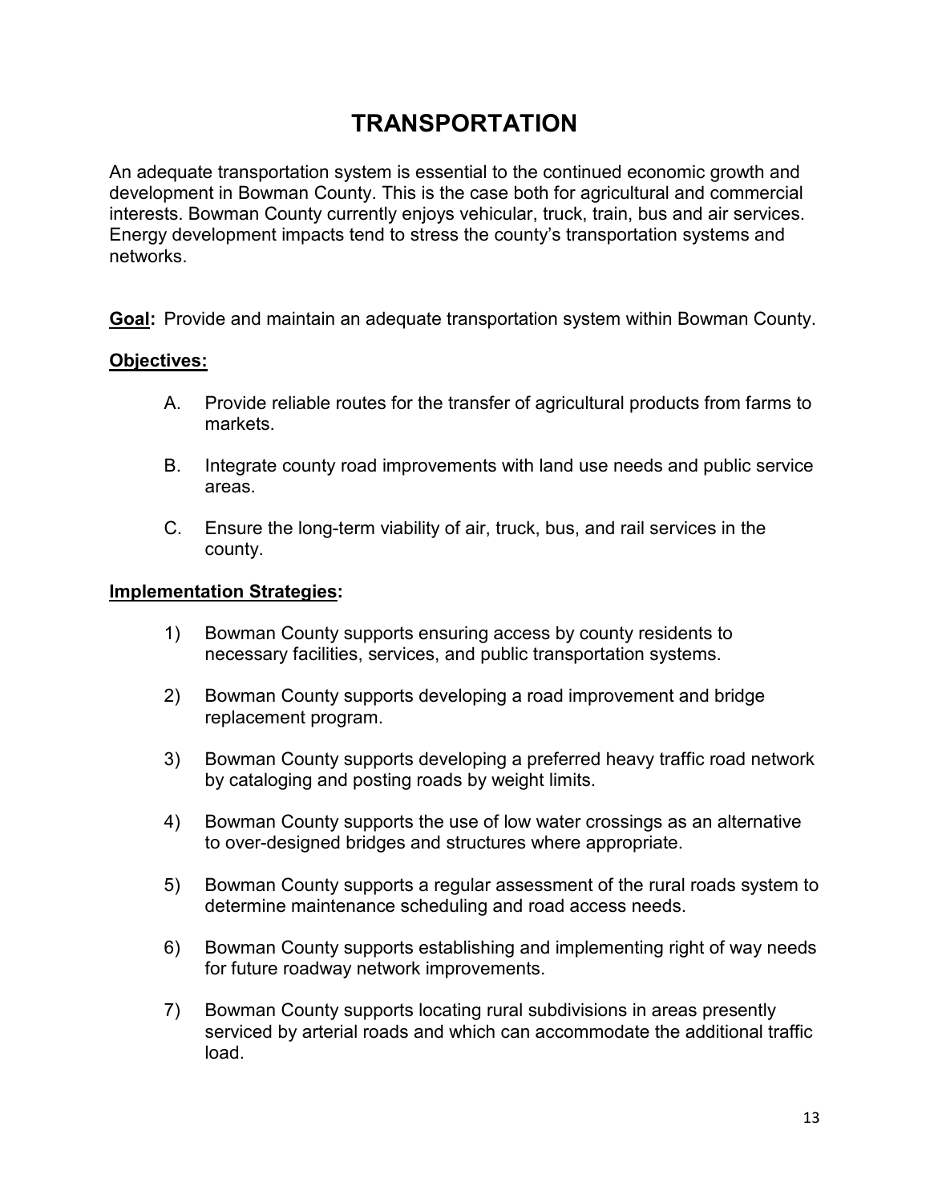# TRANSPORTATION

An adequate transportation system is essential to the continued economic growth and development in Bowman County. This is the case both for agricultural and commercial interests. Bowman County currently enjoys vehicular, truck, train, bus and air services. Energy development impacts tend to stress the county's transportation systems and networks.

**<u>Goal</u>:** Provide and maintain an adequate transportation system within Bowman County.

**<u>Objectives:</u>**

A. Provide reliable routes for the transfer of agricultural products from farms to markets.

B. Integrate county road improvements with land use needs and public service areas.

C. Ensure the long-term viability of air, truck, bus, and rail services in the county.

**<u>Implementation Strategies</u>:**

1) Bowman County supports ensuring access by county residents to necessary facilities, services, and public transportation systems.

2) Bowman County supports developing a road improvement and bridge replacement program.

3) Bowman County supports developing a preferred heavy traffic road network by cataloging and posting roads by weight limits.

4) Bowman County supports the use of low water crossings as an alternative to over-designed bridges and structures where appropriate.

5) Bowman County supports a regular assessment of the rural roads system to determine maintenance scheduling and road access needs.

6) Bowman County supports establishing and implementing right of way needs for future roadway network improvements.

7) Bowman County supports locating rural subdivisions in areas presently serviced by arterial roads and which can accommodate the additional traffic load.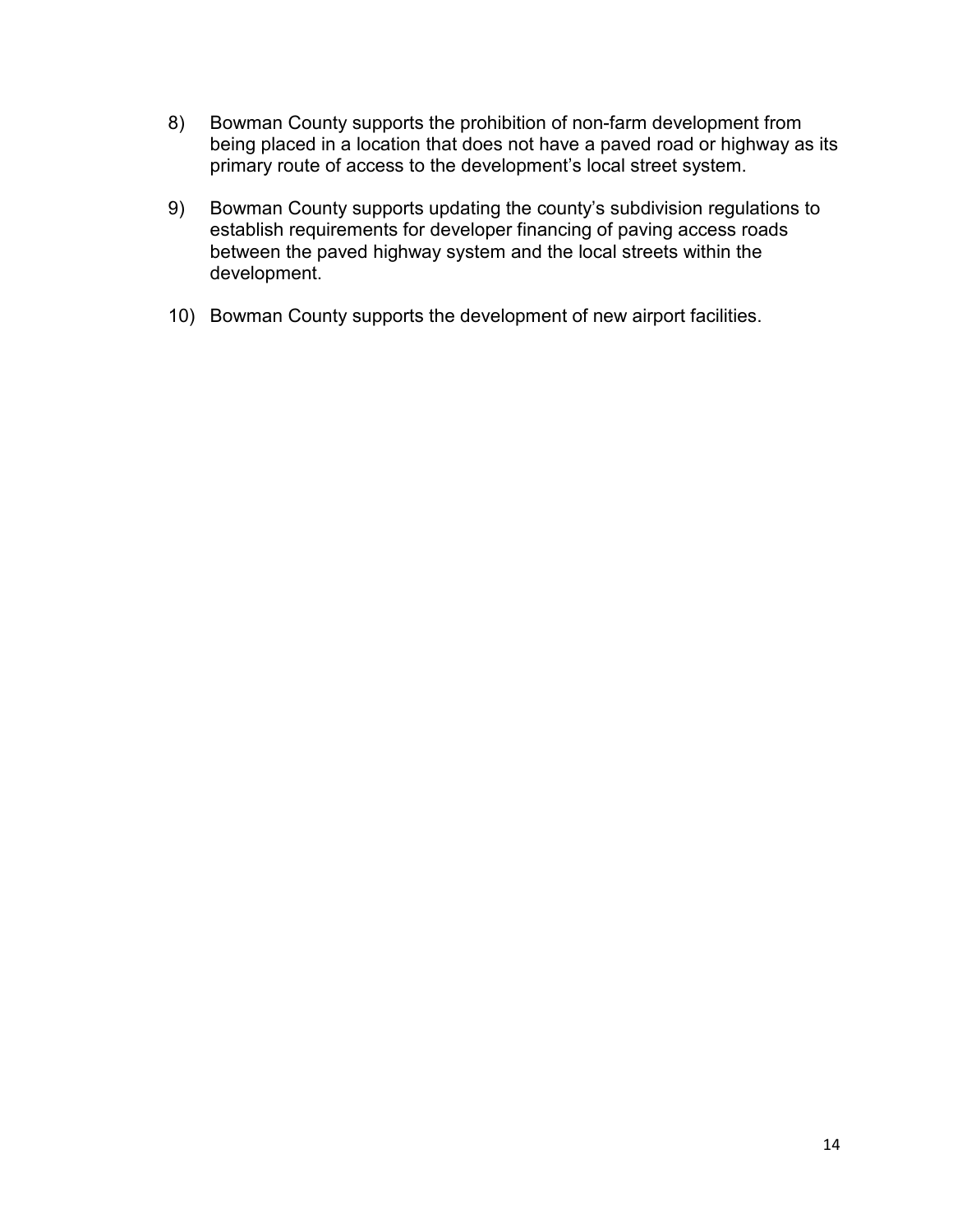8) Bowman County supports the prohibition of non-farm development from being placed in a location that does not have a paved road or highway as its primary route of access to the development's local street system.

9) Bowman County supports updating the county's subdivision regulations to establish requirements for developer financing of paving access roads between the paved highway system and the local streets within the development.

10) Bowman County supports the development of new airport facilities.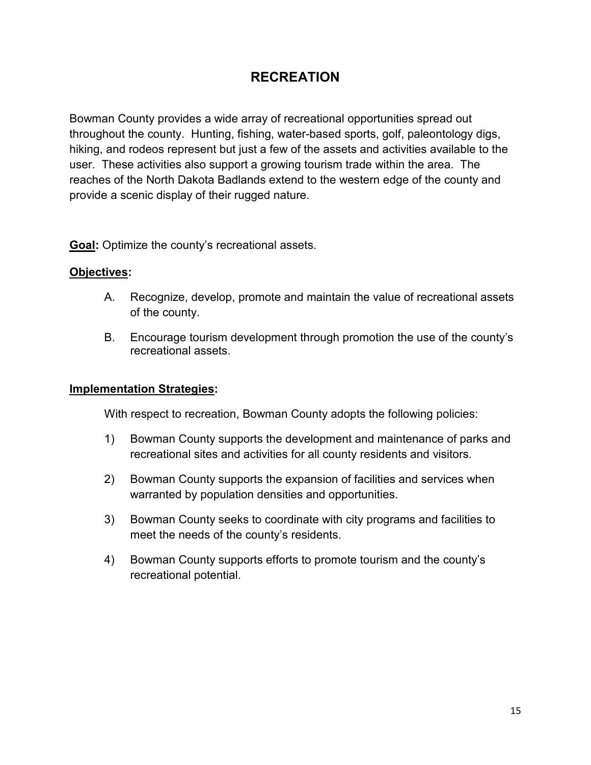# RECREATION

Bowman County provides a wide array of recreational opportunities spread out throughout the county. Hunting, fishing, water-based sports, golf, paleontology digs, hiking, and rodeos represent but just a few of the assets and activities available to the user. These activities also support a growing tourism trade within the area. The reaches of the North Dakota Badlands extend to the western edge of the county and provide a scenic display of their rugged nature.

**Goal:** Optimize the county's recreational assets.

**Objectives:**

A. Recognize, develop, promote and maintain the value of recreational assets of the county.

B. Encourage tourism development through promotion the use of the county's recreational assets.

**Implementation Strategies:**

With respect to recreation, Bowman County adopts the following policies:

1) Bowman County supports the development and maintenance of parks and recreational sites and activities for all county residents and visitors.

2) Bowman County supports the expansion of facilities and services when warranted by population densities and opportunities.

3) Bowman County seeks to coordinate with city programs and facilities to meet the needs of the county's residents.

4) Bowman County supports efforts to promote tourism and the county's recreational potential.